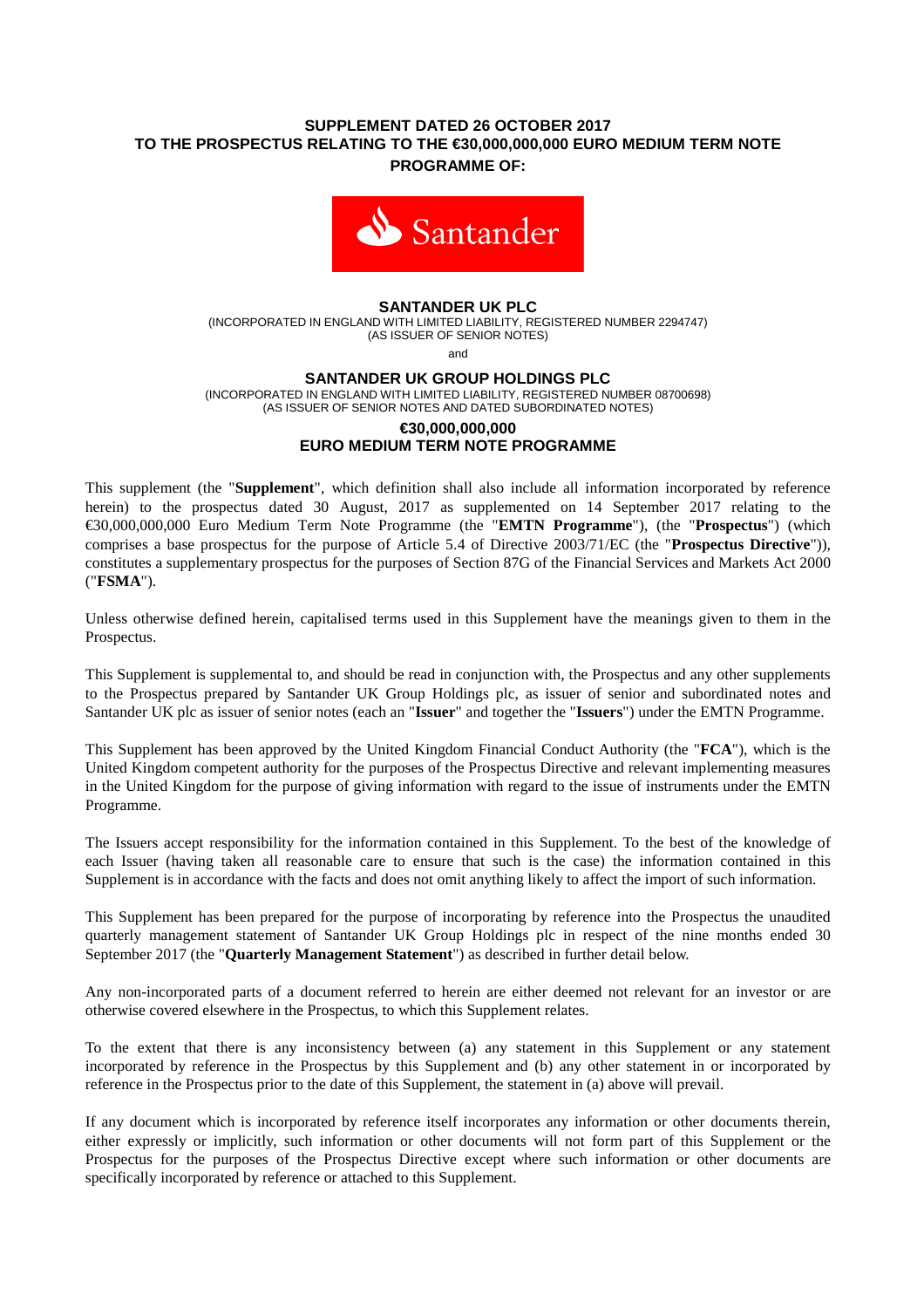**SUPPLEMENT DATED 26 OCTOBER 2017**
**TO THE PROSPECTUS RELATING TO THE €30,000,000,000 EURO MEDIUM TERM NOTE PROGRAMME OF:**

**SANTANDER UK PLC**

(INCORPORATED IN ENGLAND WITH LIMITED LIABILITY, REGISTERED NUMBER 2294747)
(AS ISSUER OF SENIOR NOTES)

and

**SANTANDER UK GROUP HOLDINGS PLC**

(INCORPORATED IN ENGLAND WITH LIMITED LIABILITY, REGISTERED NUMBER 08700698)
(AS ISSUER OF SENIOR NOTES AND DATED SUBORDINATED NOTES)

**€30,000,000,000**
**EURO MEDIUM TERM NOTE PROGRAMME**

This supplement (the "**Supplement**", which definition shall also include all information incorporated by reference herein) to the prospectus dated 30 August, 2017 as supplemented on 14 September 2017 relating to the €30,000,000,000 Euro Medium Term Note Programme (the "**EMTN Programme**"), (the "**Prospectus**") (which comprises a base prospectus for the purpose of Article 5.4 of Directive 2003/71/EC (the "**Prospectus Directive**")), constitutes a supplementary prospectus for the purposes of Section 87G of the Financial Services and Markets Act 2000 ("**FSMA**").

Unless otherwise defined herein, capitalised terms used in this Supplement have the meanings given to them in the Prospectus.

This Supplement is supplemental to, and should be read in conjunction with, the Prospectus and any other supplements to the Prospectus prepared by Santander UK Group Holdings plc, as issuer of senior and subordinated notes and Santander UK plc as issuer of senior notes (each an "**Issuer**" and together the "**Issuers**") under the EMTN Programme.

This Supplement has been approved by the United Kingdom Financial Conduct Authority (the "**FCA**"), which is the United Kingdom competent authority for the purposes of the Prospectus Directive and relevant implementing measures in the United Kingdom for the purpose of giving information with regard to the issue of instruments under the EMTN Programme.

The Issuers accept responsibility for the information contained in this Supplement. To the best of the knowledge of each Issuer (having taken all reasonable care to ensure that such is the case) the information contained in this Supplement is in accordance with the facts and does not omit anything likely to affect the import of such information.

This Supplement has been prepared for the purpose of incorporating by reference into the Prospectus the unaudited quarterly management statement of Santander UK Group Holdings plc in respect of the nine months ended 30 September 2017 (the "**Quarterly Management Statement**") as described in further detail below.

Any non-incorporated parts of a document referred to herein are either deemed not relevant for an investor or are otherwise covered elsewhere in the Prospectus, to which this Supplement relates.

To the extent that there is any inconsistency between (a) any statement in this Supplement or any statement incorporated by reference in the Prospectus by this Supplement and (b) any other statement in or incorporated by reference in the Prospectus prior to the date of this Supplement, the statement in (a) above will prevail.

If any document which is incorporated by reference itself incorporates any information or other documents therein, either expressly or implicitly, such information or other documents will not form part of this Supplement or the Prospectus for the purposes of the Prospectus Directive except where such information or other documents are specifically incorporated by reference or attached to this Supplement.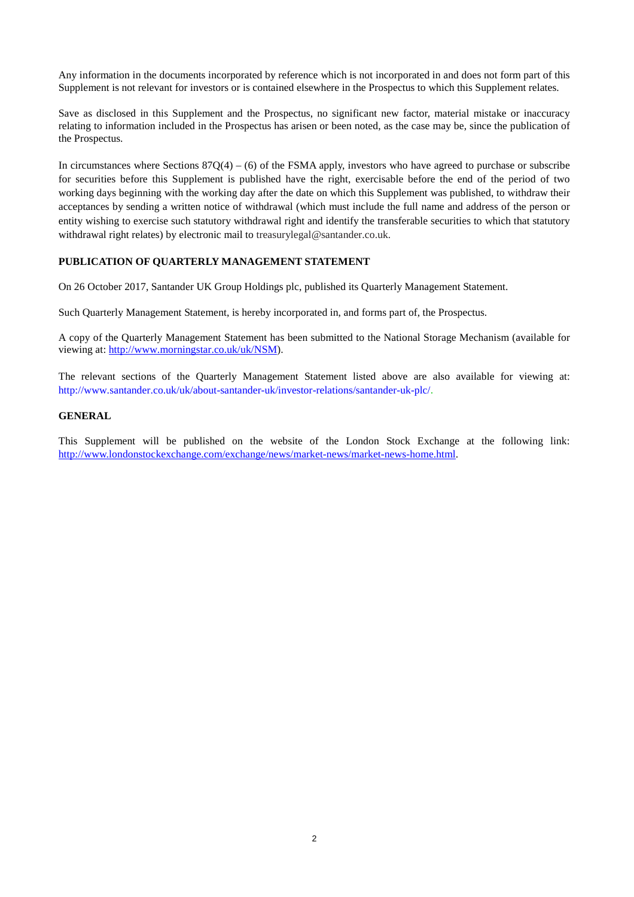Any information in the documents incorporated by reference which is not incorporated in and does not form part of this Supplement is not relevant for investors or is contained elsewhere in the Prospectus to which this Supplement relates.

Save as disclosed in this Supplement and the Prospectus, no significant new factor, material mistake or inaccuracy relating to information included in the Prospectus has arisen or been noted, as the case may be, since the publication of the Prospectus.

In circumstances where Sections 87Q(4) – (6) of the FSMA apply, investors who have agreed to purchase or subscribe for securities before this Supplement is published have the right, exercisable before the end of the period of two working days beginning with the working day after the date on which this Supplement was published, to withdraw their acceptances by sending a written notice of withdrawal (which must include the full name and address of the person or entity wishing to exercise such statutory withdrawal right and identify the transferable securities to which that statutory withdrawal right relates) by electronic mail to treasurylegal@santander.co.uk.

**PUBLICATION OF QUARTERLY MANAGEMENT STATEMENT**

On 26 October 2017, Santander UK Group Holdings plc, published its Quarterly Management Statement.

Such Quarterly Management Statement, is hereby incorporated in, and forms part of, the Prospectus.

A copy of the Quarterly Management Statement has been submitted to the National Storage Mechanism (available for viewing at: http://www.morningstar.co.uk/uk/NSM).

The relevant sections of the Quarterly Management Statement listed above are also available for viewing at: http://www.santander.co.uk/uk/about-santander-uk/investor-relations/santander-uk-plc/.

**GENERAL**

This Supplement will be published on the website of the London Stock Exchange at the following link: http://www.londonstockexchange.com/exchange/news/market-news/market-news-home.html.